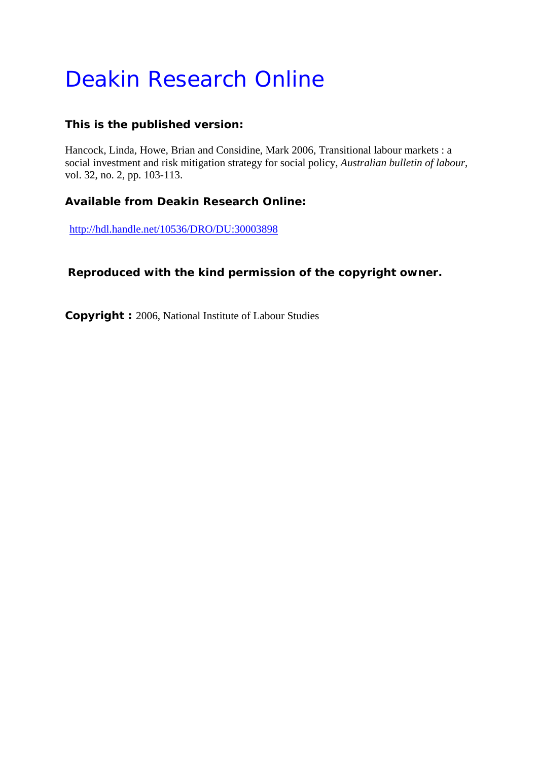# Deakin Research Online

**This is the published version:**

Hancock, Linda, Howe, Brian and Considine, Mark 2006, Transitional labour markets : a social investment and risk mitigation strategy for social policy, *Australian bulletin of labour*, vol. 32, no. 2, pp. 103-113.

**Available from Deakin Research Online:**

http://hdl.handle.net/10536/DRO/DU:30003898

**Reproduced with the kind permission of the copyright owner.**

**Copyright :** 2006, National Institute of Labour Studies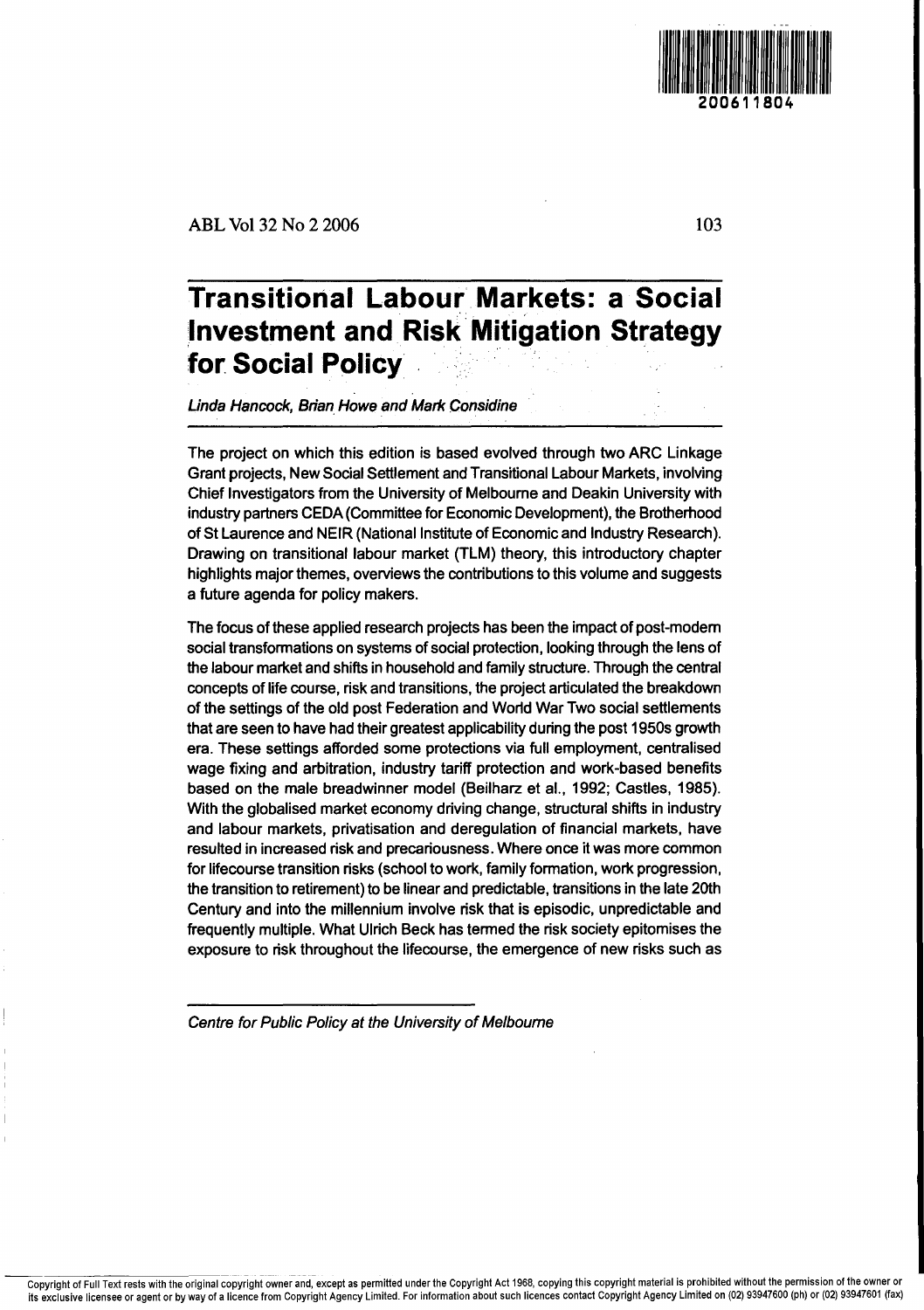# Transitional Labour Markets: a Social Investment and Risk Mitigation Strategy for Social Policy

*Linda Hancock, Brian Howe and Mark Considine*

The project on which this edition is based evolved through two ARC Linkage Grant projects, New Social Settlement and Transitional Labour Markets, involving Chief Investigators from the University of Melbourne and Deakin University with industry partners CEDA (Committee for Economic Development), the Brotherhood of St Laurence and NEIR (National Institute of Economic and Industry Research). Drawing on transitional labour market (TLM) theory, this introductory chapter highlights major themes, overviews the contributions to this volume and suggests a future agenda for policy makers.

The focus of these applied research projects has been the impact of post-modern social transformations on systems of social protection, looking through the lens of the labour market and shifts in household and family structure. Through the central concepts of life course, risk and transitions, the project articulated the breakdown of the settings of the old post Federation and World War Two social settlements that are seen to have had their greatest applicability during the post 1950s growth era. These settings afforded some protections via full employment, centralised wage fixing and arbitration, industry tariff protection and work-based benefits based on the male breadwinner model (Beilharz et al., 1992; Castles, 1985). With the globalised market economy driving change, structural shifts in industry and labour markets, privatisation and deregulation of financial markets, have resulted in increased risk and precariousness. Where once it was more common for lifecourse transition risks (school to work, family formation, work progression, the transition to retirement) to be linear and predictable, transitions in the late 20th Century and into the millennium involve risk that is episodic, unpredictable and frequently multiple. What Ulrich Beck has termed the risk society epitomises the exposure to risk throughout the lifecourse, the emergence of new risks such as

*Centre for Public Policy at the University of Melbourne*

Copyright of Full Text rests with the original copyright owner and, except as permitted under the Copyright Act 1968, copying this copyright material is prohibited without the permission of the owner or its exclusive licensee or agent or by way of a licence from Copyright Agency Limited. For information about such licences contact Copyright Agency Limited on (02) 93947600 (ph) or (02) 93947601 (fax)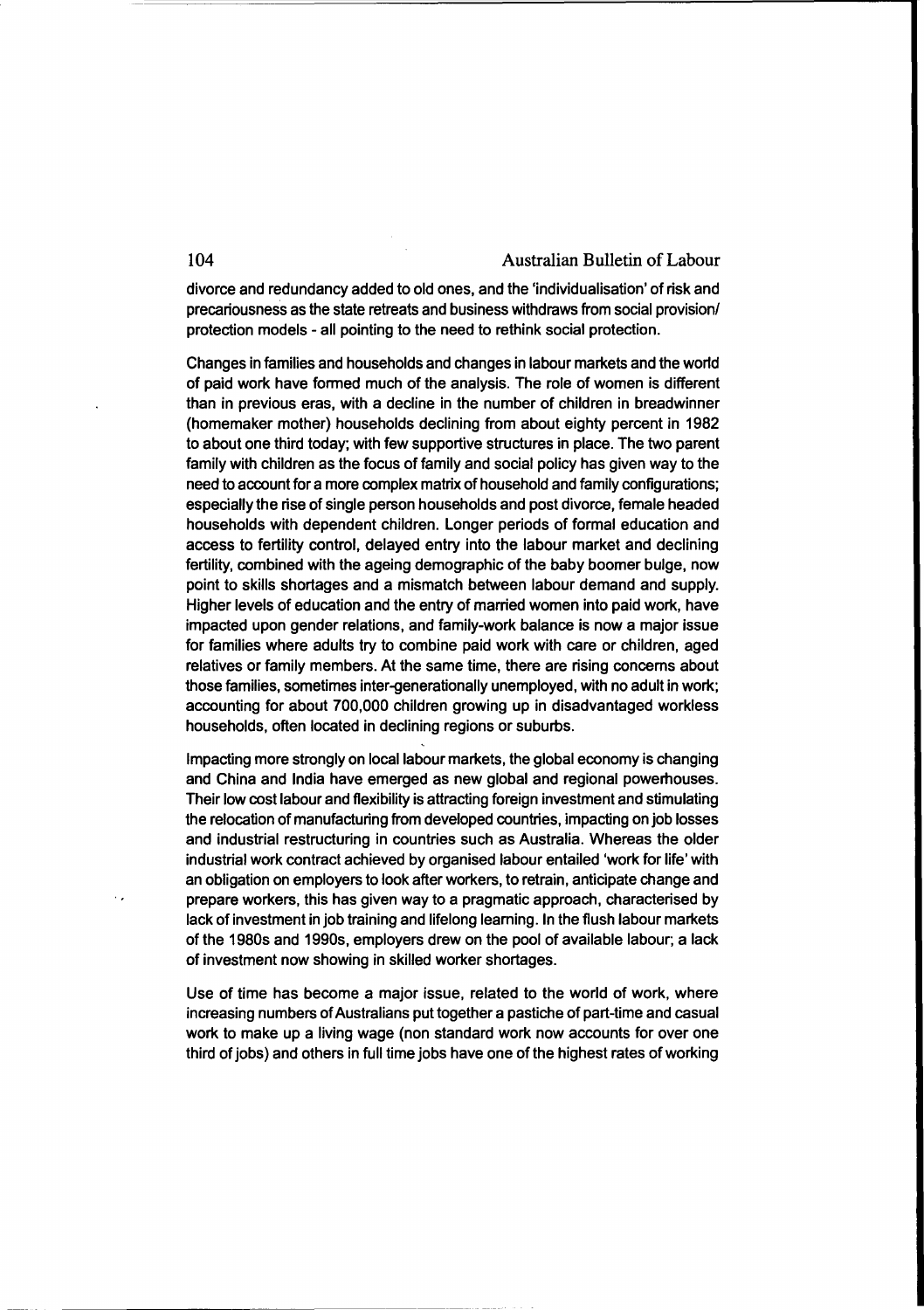divorce and redundancy added to old ones, and the 'individualisation' of risk and precariousness as the state retreats and business withdraws from social provision/ protection models - all pointing to the need to rethink social protection.

Changes in families and households and changes in labour markets and the world of paid work have formed much of the analysis. The role of women is different than in previous eras, with a decline in the number of children in breadwinner (homemaker mother) households declining from about eighty percent in 1982 to about one third today; with few supportive structures in place. The two parent family with children as the focus of family and social policy has given way to the need to account for a more complex matrix of household and family configurations; especially the rise of single person households and post divorce, female headed households with dependent children. Longer periods of formal education and access to fertility control, delayed entry into the labour market and declining fertility, combined with the ageing demographic of the baby boomer bulge, now point to skills shortages and a mismatch between labour demand and supply. Higher levels of education and the entry of married women into paid work, have impacted upon gender relations, and family-work balance is now a major issue for families where adults try to combine paid work with care or children, aged relatives or family members. At the same time, there are rising concerns about those families, sometimes inter-generationally unemployed, with no adult in work; accounting for about 700,000 children growing up in disadvantaged workless households, often located in declining regions or suburbs.

Impacting more strongly on local labour markets, the global economy is changing and China and India have emerged as new global and regional powerhouses. Their low cost labour and flexibility is attracting foreign investment and stimulating the relocation of manufacturing from developed countries, impacting on job losses and industrial restructuring in countries such as Australia. Whereas the older industrial work contract achieved by organised labour entailed 'work for life' with an obligation on employers to look after workers, to retrain, anticipate change and prepare workers, this has given way to a pragmatic approach, characterised by lack of investment in job training and lifelong learning. In the flush labour markets of the 1980s and 1990s, employers drew on the pool of available labour; a lack of investment now showing in skilled worker shortages.

Use of time has become a major issue, related to the world of work, where increasing numbers of Australians put together a pastiche of part-time and casual work to make up a living wage (non standard work now accounts for over one third of jobs) and others in full time jobs have one of the highest rates of working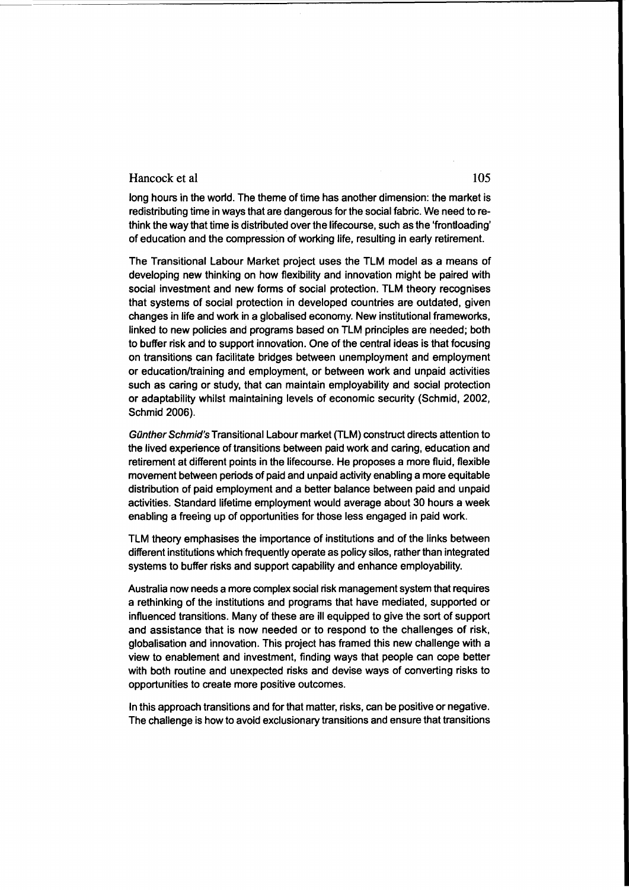long hours in the world. The theme of time has another dimension: the market is redistributing time in ways that are dangerous for the social fabric. We need to re-think the way that time is distributed over the lifecourse, such as the 'frontloading' of education and the compression of working life, resulting in early retirement.

The Transitional Labour Market project uses the TLM model as a means of developing new thinking on how flexibility and innovation might be paired with social investment and new forms of social protection. TLM theory recognises that systems of social protection in developed countries are outdated, given changes in life and work in a globalised economy. New institutional frameworks, linked to new policies and programs based on TLM principles are needed; both to buffer risk and to support innovation. One of the central ideas is that focusing on transitions can facilitate bridges between unemployment and employment or education/training and employment, or between work and unpaid activities such as caring or study, that can maintain employability and social protection or adaptability whilst maintaining levels of economic security (Schmid, 2002, Schmid 2006).

*Günther Schmid's* Transitional Labour market (TLM) construct directs attention to the lived experience of transitions between paid work and caring, education and retirement at different points in the lifecourse. He proposes a more fluid, flexible movement between periods of paid and unpaid activity enabling a more equitable distribution of paid employment and a better balance between paid and unpaid activities. Standard lifetime employment would average about 30 hours a week enabling a freeing up of opportunities for those less engaged in paid work.

TLM theory emphasises the importance of institutions and of the links between different institutions which frequently operate as policy silos, rather than integrated systems to buffer risks and support capability and enhance employability.

Australia now needs a more complex social risk management system that requires a rethinking of the institutions and programs that have mediated, supported or influenced transitions. Many of these are ill equipped to give the sort of support and assistance that is now needed or to respond to the challenges of risk, globalisation and innovation. This project has framed this new challenge with a view to enablement and investment, finding ways that people can cope better with both routine and unexpected risks and devise ways of converting risks to opportunities to create more positive outcomes.

In this approach transitions and for that matter, risks, can be positive or negative. The challenge is how to avoid exclusionary transitions and ensure that transitions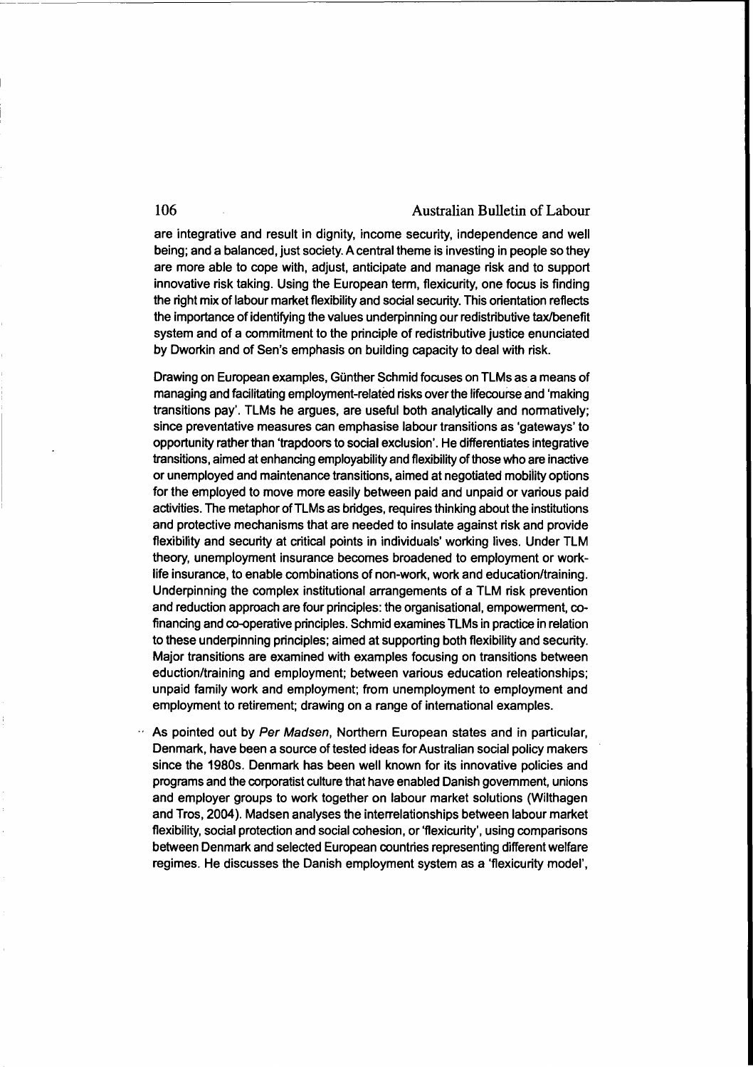are integrative and result in dignity, income security, independence and well being; and a balanced, just society. A central theme is investing in people so they are more able to cope with, adjust, anticipate and manage risk and to support innovative risk taking. Using the European term, flexicurity, one focus is finding the right mix of labour market flexibility and social security. This orientation reflects the importance of identifying the values underpinning our redistributive tax/benefit system and of a commitment to the principle of redistributive justice enunciated by Dworkin and of Sen's emphasis on building capacity to deal with risk.

Drawing on European examples, Günther Schmid focuses on TLMs as a means of managing and facilitating employment-related risks over the lifecourse and 'making transitions pay'. TLMs he argues, are useful both analytically and normatively; since preventative measures can emphasise labour transitions as 'gateways' to opportunity rather than 'trapdoors to social exclusion'. He differentiates integrative transitions, aimed at enhancing employability and flexibility of those who are inactive or unemployed and maintenance transitions, aimed at negotiated mobility options for the employed to move more easily between paid and unpaid or various paid activities. The metaphor of TLMs as bridges, requires thinking about the institutions and protective mechanisms that are needed to insulate against risk and provide flexibility and security at critical points in individuals' working lives. Under TLM theory, unemployment insurance becomes broadened to employment or work-life insurance, to enable combinations of non-work, work and education/training. Underpinning the complex institutional arrangements of a TLM risk prevention and reduction approach are four principles: the organisational, empowerment, co-financing and co-operative principles. Schmid examines TLMs in practice in relation to these underpinning principles; aimed at supporting both flexibility and security. Major transitions are examined with examples focusing on transitions between eduction/training and employment; between various education releationships; unpaid family work and employment; from unemployment to employment and employment to retirement; drawing on a range of international examples.

As pointed out by *Per Madsen*, Northern European states and in particular, Denmark, have been a source of tested ideas for Australian social policy makers since the 1980s. Denmark has been well known for its innovative policies and programs and the corporatist culture that have enabled Danish government, unions and employer groups to work together on labour market solutions (Wilthagen and Tros, 2004). Madsen analyses the interrelationships between labour market flexibility, social protection and social cohesion, or 'flexicurity', using comparisons between Denmark and selected European countries representing different welfare regimes. He discusses the Danish employment system as a 'flexicurity model',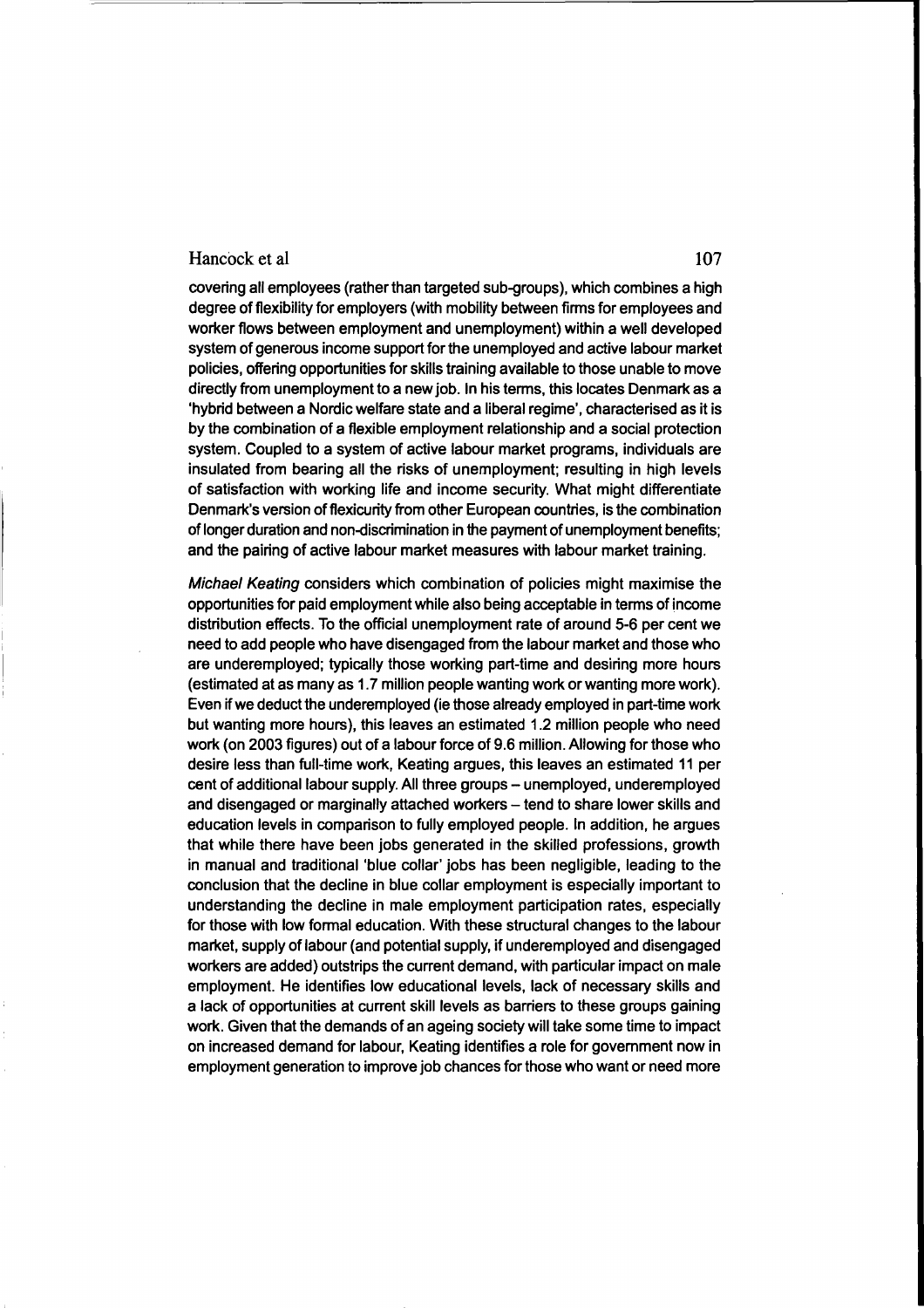covering all employees (rather than targeted sub-groups), which combines a high degree of flexibility for employers (with mobility between firms for employees and worker flows between employment and unemployment) within a well developed system of generous income support for the unemployed and active labour market policies, offering opportunities for skills training available to those unable to move directly from unemployment to a new job. In his terms, this locates Denmark as a 'hybrid between a Nordic welfare state and a liberal regime', characterised as it is by the combination of a flexible employment relationship and a social protection system. Coupled to a system of active labour market programs, individuals are insulated from bearing all the risks of unemployment; resulting in high levels of satisfaction with working life and income security. What might differentiate Denmark's version of flexicurity from other European countries, is the combination of longer duration and non-discrimination in the payment of unemployment benefits; and the pairing of active labour market measures with labour market training.

*Michael Keating* considers which combination of policies might maximise the opportunities for paid employment while also being acceptable in terms of income distribution effects. To the official unemployment rate of around 5-6 per cent we need to add people who have disengaged from the labour market and those who are underemployed; typically those working part-time and desiring more hours (estimated at as many as 1.7 million people wanting work or wanting more work). Even if we deduct the underemployed (ie those already employed in part-time work but wanting more hours), this leaves an estimated 1.2 million people who need work (on 2003 figures) out of a labour force of 9.6 million. Allowing for those who desire less than full-time work, Keating argues, this leaves an estimated 11 per cent of additional labour supply. All three groups – unemployed, underemployed and disengaged or marginally attached workers – tend to share lower skills and education levels in comparison to fully employed people. In addition, he argues that while there have been jobs generated in the skilled professions, growth in manual and traditional 'blue collar' jobs has been negligible, leading to the conclusion that the decline in blue collar employment is especially important to understanding the decline in male employment participation rates, especially for those with low formal education. With these structural changes to the labour market, supply of labour (and potential supply, if underemployed and disengaged workers are added) outstrips the current demand, with particular impact on male employment. He identifies low educational levels, lack of necessary skills and a lack of opportunities at current skill levels as barriers to these groups gaining work. Given that the demands of an ageing society will take some time to impact on increased demand for labour, Keating identifies a role for government now in employment generation to improve job chances for those who want or need more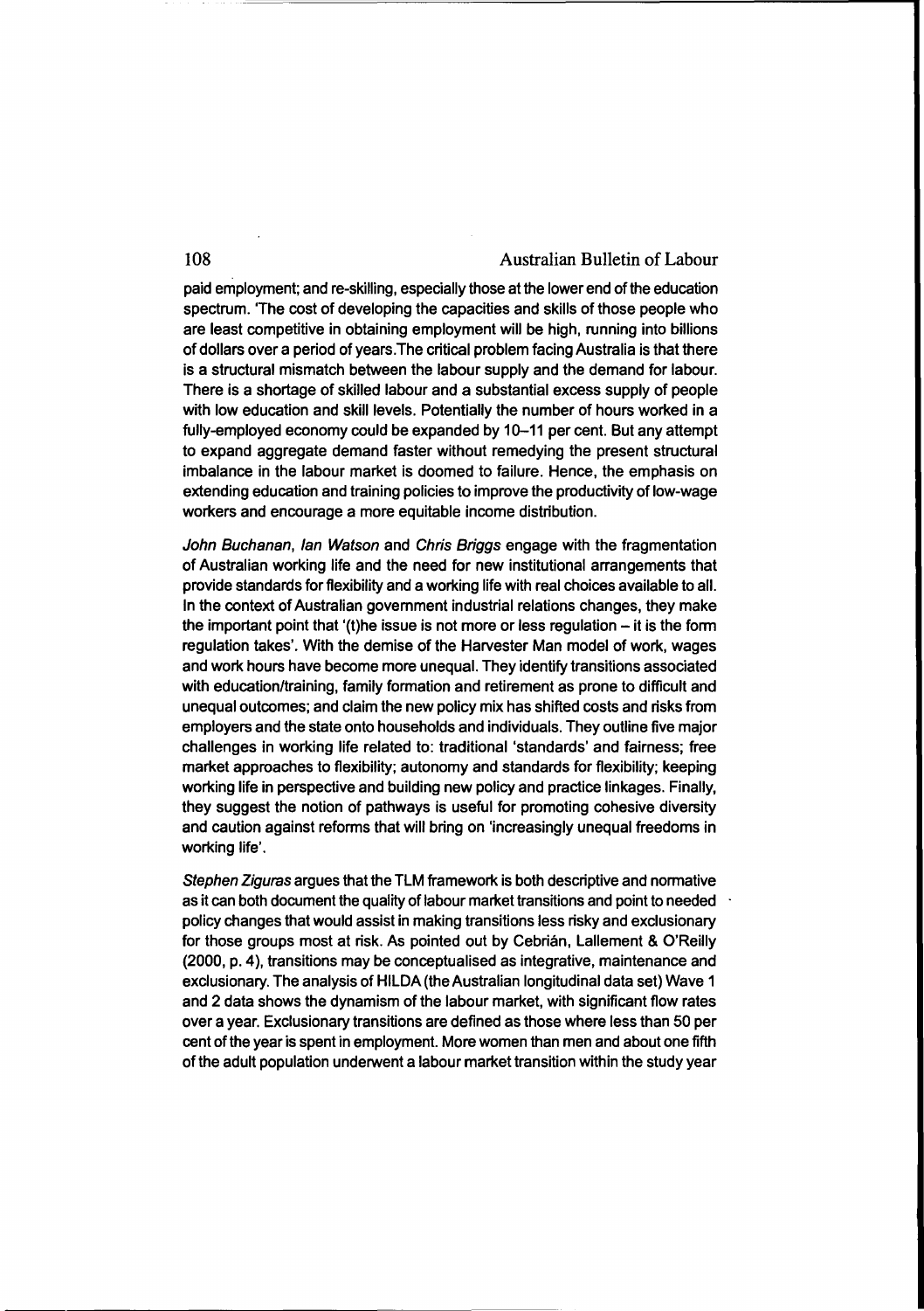paid employment; and re-skilling, especially those at the lower end of the education spectrum. 'The cost of developing the capacities and skills of those people who are least competitive in obtaining employment will be high, running into billions of dollars over a period of years.The critical problem facing Australia is that there is a structural mismatch between the labour supply and the demand for labour. There is a shortage of skilled labour and a substantial excess supply of people with low education and skill levels. Potentially the number of hours worked in a fully-employed economy could be expanded by 10–11 per cent. But any attempt to expand aggregate demand faster without remedying the present structural imbalance in the labour market is doomed to failure. Hence, the emphasis on extending education and training policies to improve the productivity of low-wage workers and encourage a more equitable income distribution.

*John Buchanan, Ian Watson* and *Chris Briggs* engage with the fragmentation of Australian working life and the need for new institutional arrangements that provide standards for flexibility and a working life with real choices available to all. In the context of Australian government industrial relations changes, they make the important point that '(t)he issue is not more or less regulation – it is the form regulation takes'. With the demise of the Harvester Man model of work, wages and work hours have become more unequal. They identify transitions associated with education/training, family formation and retirement as prone to difficult and unequal outcomes; and claim the new policy mix has shifted costs and risks from employers and the state onto households and individuals. They outline five major challenges in working life related to: traditional 'standards' and fairness; free market approaches to flexibility; autonomy and standards for flexibility; keeping working life in perspective and building new policy and practice linkages. Finally, they suggest the notion of pathways is useful for promoting cohesive diversity and caution against reforms that will bring on 'increasingly unequal freedoms in working life'.

*Stephen Ziguras* argues that the TLM framework is both descriptive and normative as it can both document the quality of labour market transitions and point to needed policy changes that would assist in making transitions less risky and exclusionary for those groups most at risk. As pointed out by Cebrián, Lallement & O'Reilly (2000, p. 4), transitions may be conceptualised as integrative, maintenance and exclusionary. The analysis of HILDA (the Australian longitudinal data set) Wave 1 and 2 data shows the dynamism of the labour market, with significant flow rates over a year. Exclusionary transitions are defined as those where less than 50 per cent of the year is spent in employment. More women than men and about one fifth of the adult population underwent a labour market transition within the study year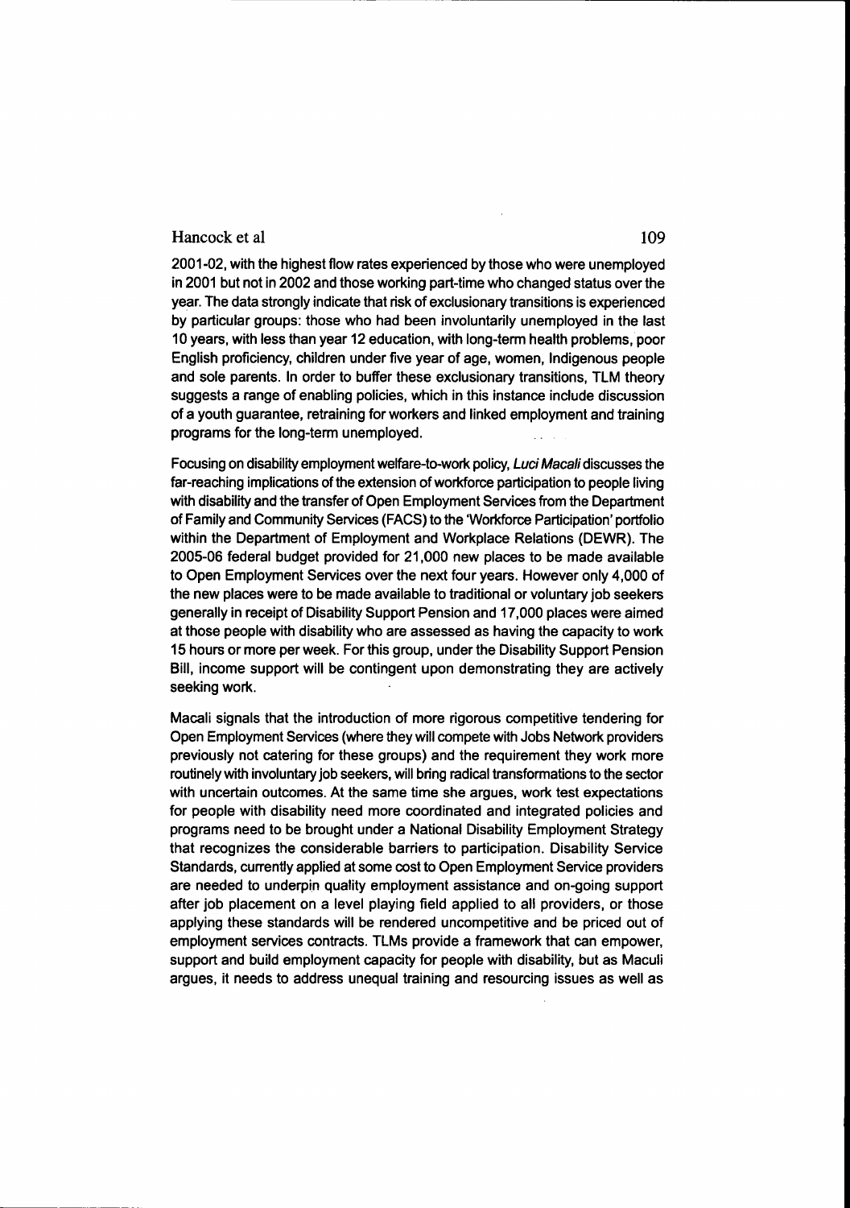2001-02, with the highest flow rates experienced by those who were unemployed in 2001 but not in 2002 and those working part-time who changed status over the year. The data strongly indicate that risk of exclusionary transitions is experienced by particular groups: those who had been involuntarily unemployed in the last 10 years, with less than year 12 education, with long-term health problems, poor English proficiency, children under five year of age, women, Indigenous people and sole parents. In order to buffer these exclusionary transitions, TLM theory suggests a range of enabling policies, which in this instance include discussion of a youth guarantee, retraining for workers and linked employment and training programs for the long-term unemployed.

Focusing on disability employment welfare-to-work policy, *Luci Macali* discusses the far-reaching implications of the extension of workforce participation to people living with disability and the transfer of Open Employment Services from the Department of Family and Community Services (FACS) to the 'Workforce Participation' portfolio within the Department of Employment and Workplace Relations (DEWR). The 2005-06 federal budget provided for 21,000 new places to be made available to Open Employment Services over the next four years. However only 4,000 of the new places were to be made available to traditional or voluntary job seekers generally in receipt of Disability Support Pension and 17,000 places were aimed at those people with disability who are assessed as having the capacity to work 15 hours or more per week. For this group, under the Disability Support Pension Bill, income support will be contingent upon demonstrating they are actively seeking work.

Macali signals that the introduction of more rigorous competitive tendering for Open Employment Services (where they will compete with Jobs Network providers previously not catering for these groups) and the requirement they work more routinely with involuntary job seekers, will bring radical transformations to the sector with uncertain outcomes. At the same time she argues, work test expectations for people with disability need more coordinated and integrated policies and programs need to be brought under a National Disability Employment Strategy that recognizes the considerable barriers to participation. Disability Service Standards, currently applied at some cost to Open Employment Service providers are needed to underpin quality employment assistance and on-going support after job placement on a level playing field applied to all providers, or those applying these standards will be rendered uncompetitive and be priced out of employment services contracts. TLMs provide a framework that can empower, support and build employment capacity for people with disability, but as Maculi argues, it needs to address unequal training and resourcing issues as well as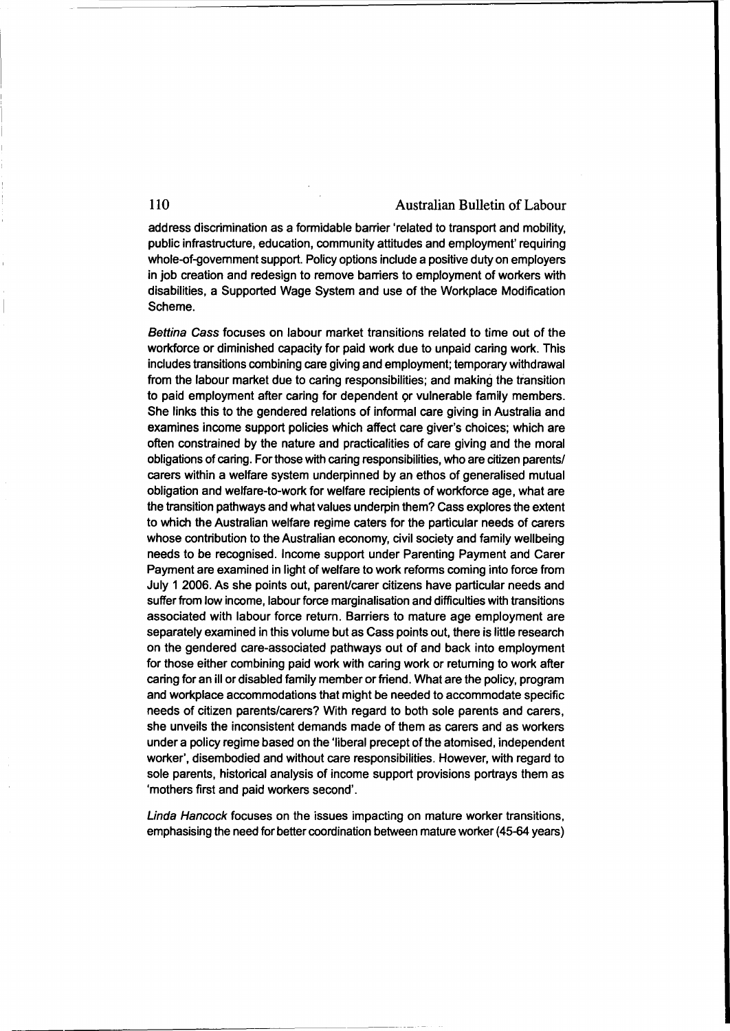address discrimination as a formidable barrier 'related to transport and mobility, public infrastructure, education, community attitudes and employment' requiring whole-of-government support. Policy options include a positive duty on employers in job creation and redesign to remove barriers to employment of workers with disabilities, a Supported Wage System and use of the Workplace Modification Scheme.

*Bettina Cass* focuses on labour market transitions related to time out of the workforce or diminished capacity for paid work due to unpaid caring work. This includes transitions combining care giving and employment; temporary withdrawal from the labour market due to caring responsibilities; and making the transition to paid employment after caring for dependent or vulnerable family members. She links this to the gendered relations of informal care giving in Australia and examines income support policies which affect care giver's choices; which are often constrained by the nature and practicalities of care giving and the moral obligations of caring. For those with caring responsibilities, who are citizen parents/carers within a welfare system underpinned by an ethos of generalised mutual obligation and welfare-to-work for welfare recipients of workforce age, what are the transition pathways and what values underpin them? Cass explores the extent to which the Australian welfare regime caters for the particular needs of carers whose contribution to the Australian economy, civil society and family wellbeing needs to be recognised. Income support under Parenting Payment and Carer Payment are examined in light of welfare to work reforms coming into force from July 1 2006. As she points out, parent/carer citizens have particular needs and suffer from low income, labour force marginalisation and difficulties with transitions associated with labour force return. Barriers to mature age employment are separately examined in this volume but as Cass points out, there is little research on the gendered care-associated pathways out of and back into employment for those either combining paid work with caring work or returning to work after caring for an ill or disabled family member or friend. What are the policy, program and workplace accommodations that might be needed to accommodate specific needs of citizen parents/carers? With regard to both sole parents and carers, she unveils the inconsistent demands made of them as carers and as workers under a policy regime based on the 'liberal precept of the atomised, independent worker', disembodied and without care responsibilities. However, with regard to sole parents, historical analysis of income support provisions portrays them as 'mothers first and paid workers second'.

*Linda Hancock* focuses on the issues impacting on mature worker transitions, emphasising the need for better coordination between mature worker (45-64 years)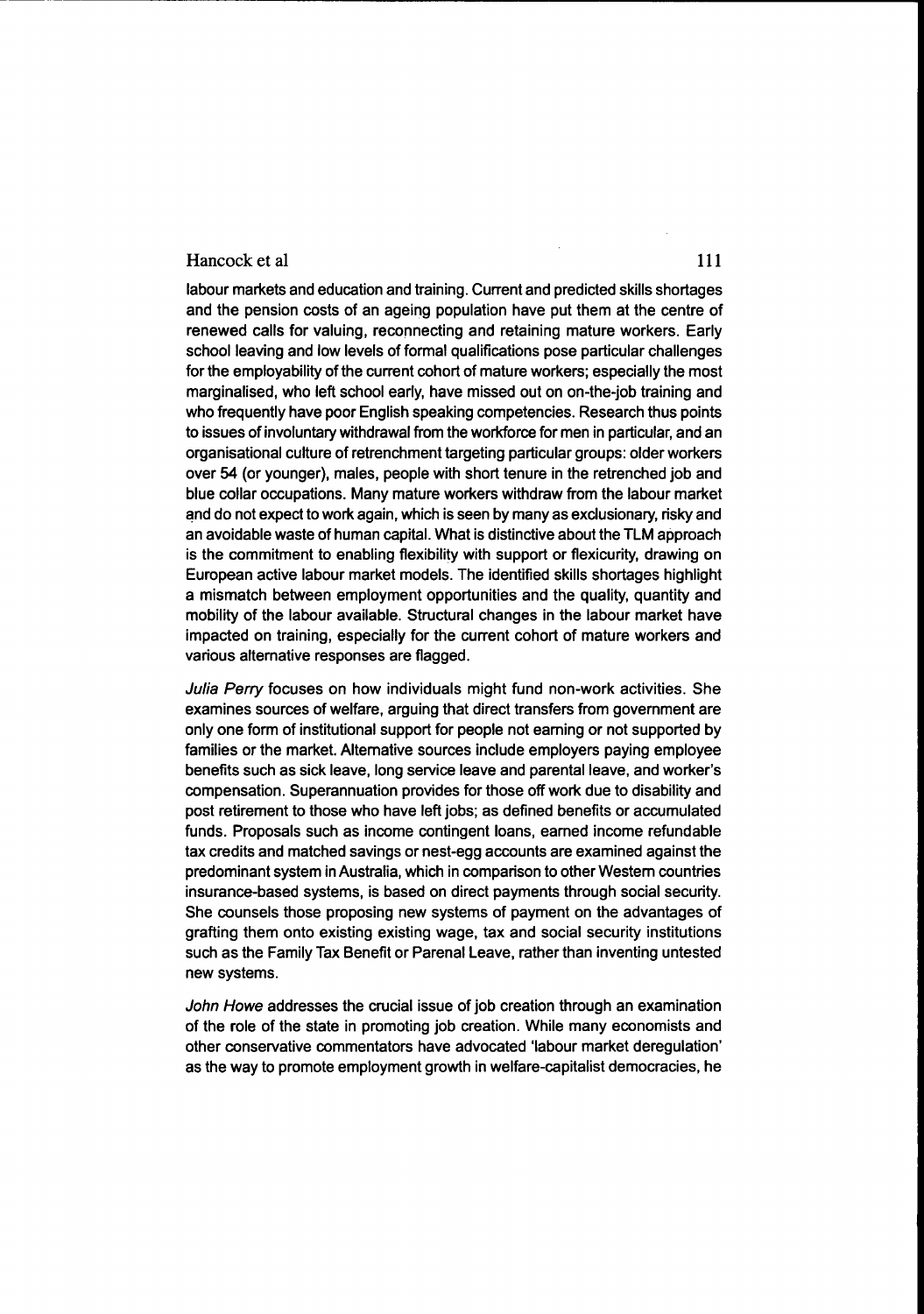labour markets and education and training. Current and predicted skills shortages and the pension costs of an ageing population have put them at the centre of renewed calls for valuing, reconnecting and retaining mature workers. Early school leaving and low levels of formal qualifications pose particular challenges for the employability of the current cohort of mature workers; especially the most marginalised, who left school early, have missed out on on-the-job training and who frequently have poor English speaking competencies. Research thus points to issues of involuntary withdrawal from the workforce for men in particular, and an organisational culture of retrenchment targeting particular groups: older workers over 54 (or younger), males, people with short tenure in the retrenched job and blue collar occupations. Many mature workers withdraw from the labour market and do not expect to work again, which is seen by many as exclusionary, risky and an avoidable waste of human capital. What is distinctive about the TLM approach is the commitment to enabling flexibility with support or flexicurity, drawing on European active labour market models. The identified skills shortages highlight a mismatch between employment opportunities and the quality, quantity and mobility of the labour available. Structural changes in the labour market have impacted on training, especially for the current cohort of mature workers and various alternative responses are flagged.

*Julia Perry* focuses on how individuals might fund non-work activities. She examines sources of welfare, arguing that direct transfers from government are only one form of institutional support for people not earning or not supported by families or the market. Alternative sources include employers paying employee benefits such as sick leave, long service leave and parental leave, and worker's compensation. Superannuation provides for those off work due to disability and post retirement to those who have left jobs; as defined benefits or accumulated funds. Proposals such as income contingent loans, earned income refundable tax credits and matched savings or nest-egg accounts are examined against the predominant system in Australia, which in comparison to other Western countries insurance-based systems, is based on direct payments through social security. She counsels those proposing new systems of payment on the advantages of grafting them onto existing existing wage, tax and social security institutions such as the Family Tax Benefit or Parenal Leave, rather than inventing untested new systems.

*John Howe* addresses the crucial issue of job creation through an examination of the role of the state in promoting job creation. While many economists and other conservative commentators have advocated 'labour market deregulation' as the way to promote employment growth in welfare-capitalist democracies, he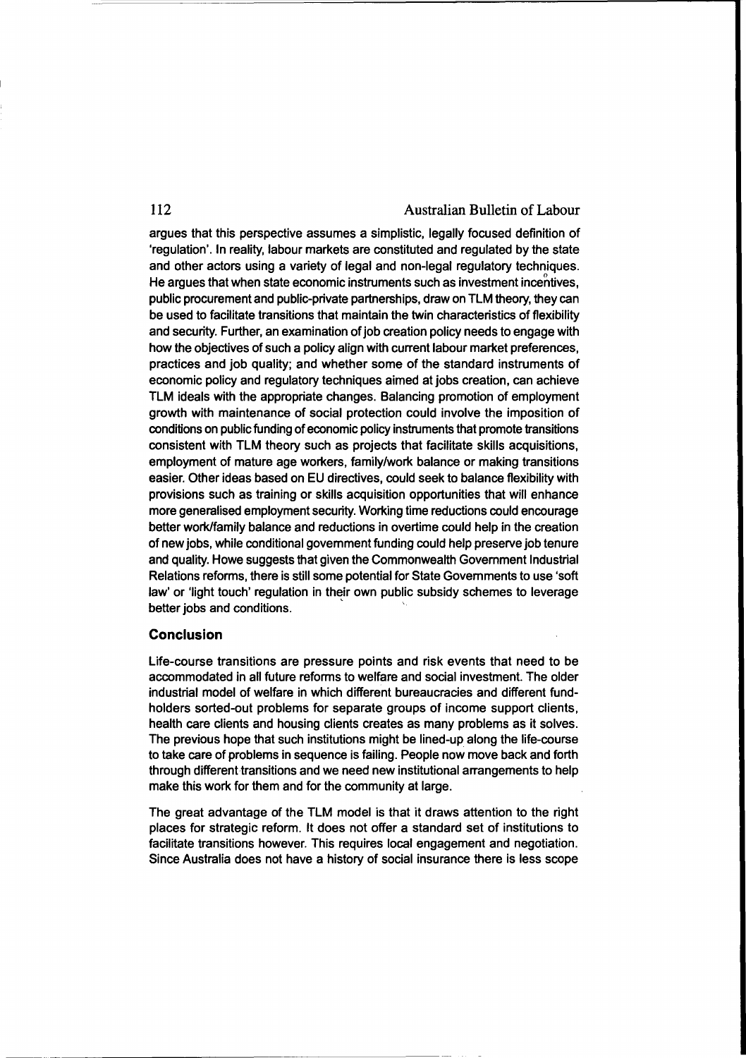argues that this perspective assumes a simplistic, legally focused definition of 'regulation'. In reality, labour markets are constituted and regulated by the state and other actors using a variety of legal and non-legal regulatory techniques. He argues that when state economic instruments such as investment incentives, public procurement and public-private partnerships, draw on TLM theory, they can be used to facilitate transitions that maintain the twin characteristics of flexibility and security. Further, an examination of job creation policy needs to engage with how the objectives of such a policy align with current labour market preferences, practices and job quality; and whether some of the standard instruments of economic policy and regulatory techniques aimed at jobs creation, can achieve TLM ideals with the appropriate changes. Balancing promotion of employment growth with maintenance of social protection could involve the imposition of conditions on public funding of economic policy instruments that promote transitions consistent with TLM theory such as projects that facilitate skills acquisitions, employment of mature age workers, family/work balance or making transitions easier. Other ideas based on EU directives, could seek to balance flexibility with provisions such as training or skills acquisition opportunities that will enhance more generalised employment security. Working time reductions could encourage better work/family balance and reductions in overtime could help in the creation of new jobs, while conditional government funding could help preserve job tenure and quality. Howe suggests that given the Commonwealth Government Industrial Relations reforms, there is still some potential for State Governments to use 'soft law' or 'light touch' regulation in their own public subsidy schemes to leverage better jobs and conditions.

## Conclusion

Life-course transitions are pressure points and risk events that need to be accommodated in all future reforms to welfare and social investment. The older industrial model of welfare in which different bureaucracies and different fund-holders sorted-out problems for separate groups of income support clients, health care clients and housing clients creates as many problems as it solves. The previous hope that such institutions might be lined-up along the life-course to take care of problems in sequence is failing. People now move back and forth through different transitions and we need new institutional arrangements to help make this work for them and for the community at large.

The great advantage of the TLM model is that it draws attention to the right places for strategic reform. It does not offer a standard set of institutions to facilitate transitions however. This requires local engagement and negotiation. Since Australia does not have a history of social insurance there is less scope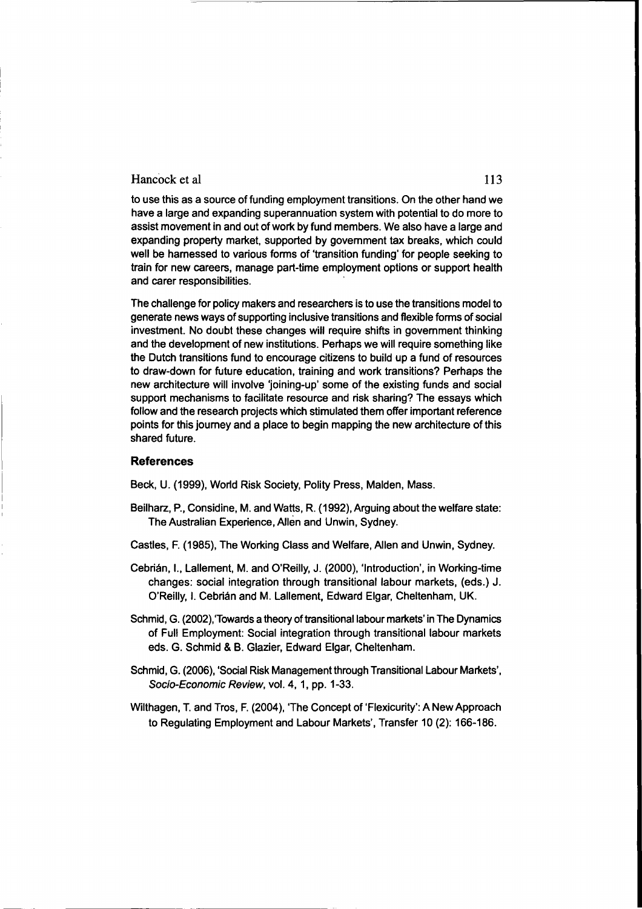to use this as a source of funding employment transitions. On the other hand we have a large and expanding superannuation system with potential to do more to assist movement in and out of work by fund members. We also have a large and expanding property market, supported by government tax breaks, which could well be harnessed to various forms of 'transition funding' for people seeking to train for new careers, manage part-time employment options or support health and carer responsibilities.

The challenge for policy makers and researchers is to use the transitions model to generate news ways of supporting inclusive transitions and flexible forms of social investment. No doubt these changes will require shifts in government thinking and the development of new institutions. Perhaps we will require something like the Dutch transitions fund to encourage citizens to build up a fund of resources to draw-down for future education, training and work transitions? Perhaps the new architecture will involve 'joining-up' some of the existing funds and social support mechanisms to facilitate resource and risk sharing? The essays which follow and the research projects which stimulated them offer important reference points for this journey and a place to begin mapping the new architecture of this shared future.

### References

Beck, U. (1999), World Risk Society, Polity Press, Malden, Mass.

Beilharz, P., Considine, M. and Watts, R. (1992), Arguing about the welfare state: The Australian Experience, Allen and Unwin, Sydney.

Castles, F. (1985), The Working Class and Welfare, Allen and Unwin, Sydney.

Cebrián, I., Lallement, M. and O'Reilly, J. (2000), 'Introduction', in Working-time changes: social integration through transitional labour markets, (eds.) J. O'Reilly, I. Cebrián and M. Lallement, Edward Elgar, Cheltenham, UK.

Schmid, G. (2002),'Towards a theory of transitional labour markets' in The Dynamics of Full Employment: Social integration through transitional labour markets eds. G. Schmid & B. Glazier, Edward Elgar, Cheltenham.

Schmid, G. (2006), 'Social Risk Management through Transitional Labour Markets', *Socio-Economic Review*, vol. 4, 1, pp. 1-33.

Wilthagen, T. and Tros, F. (2004), 'The Concept of 'Flexicurity': A New Approach to Regulating Employment and Labour Markets', Transfer 10 (2): 166-186.